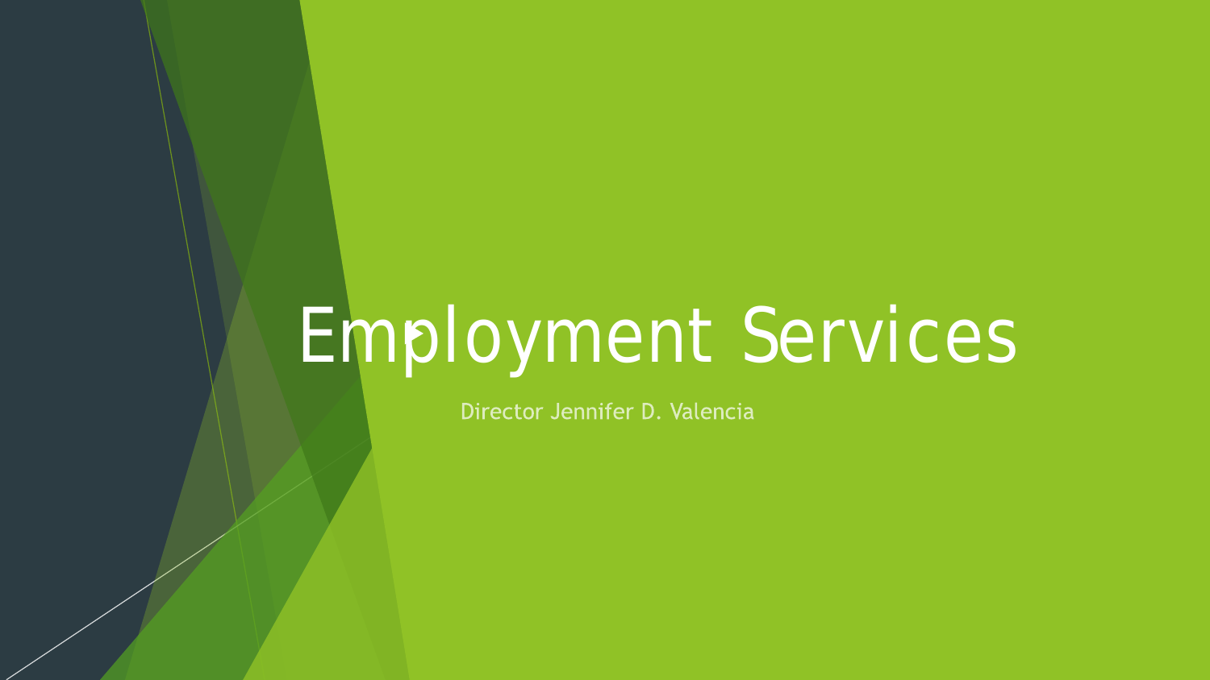# Employment Services

Director Jennifer D. Valencia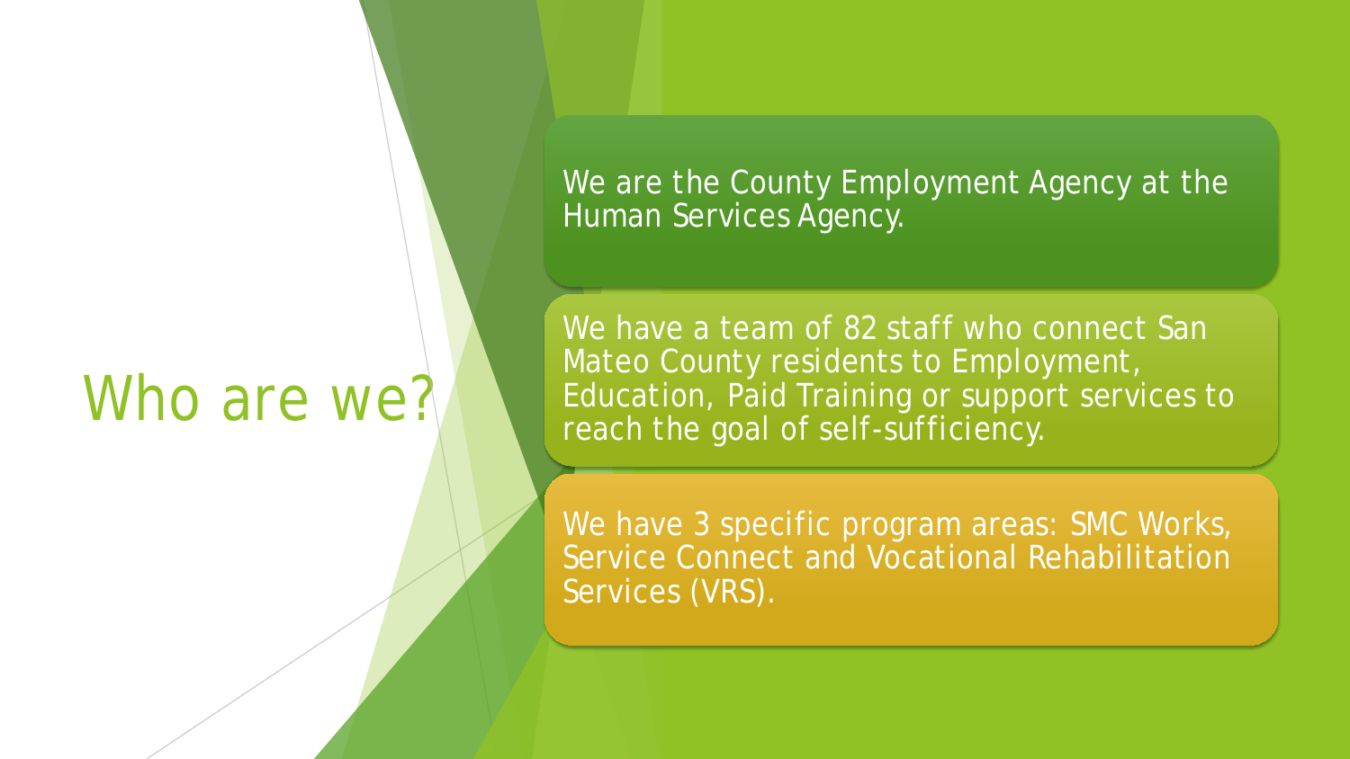# Who are we?

We are the County Employment Agency at the Human Services Agency.

We have a team of 82 staff who connect San Mateo County residents to Employment, Education, Paid Training or support services to reach the goal of self-sufficiency.

We have 3 specific program areas: SMC Works, Service Connect and Vocational Rehabilitation Services (VRS).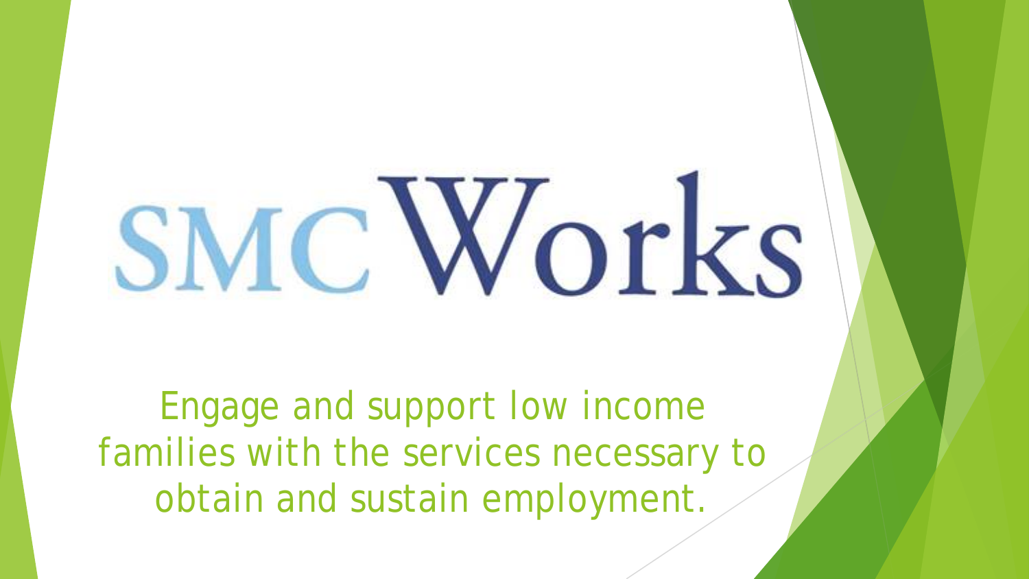# SMC Works

Engage and support low income families with the services necessary to obtain and sustain employment.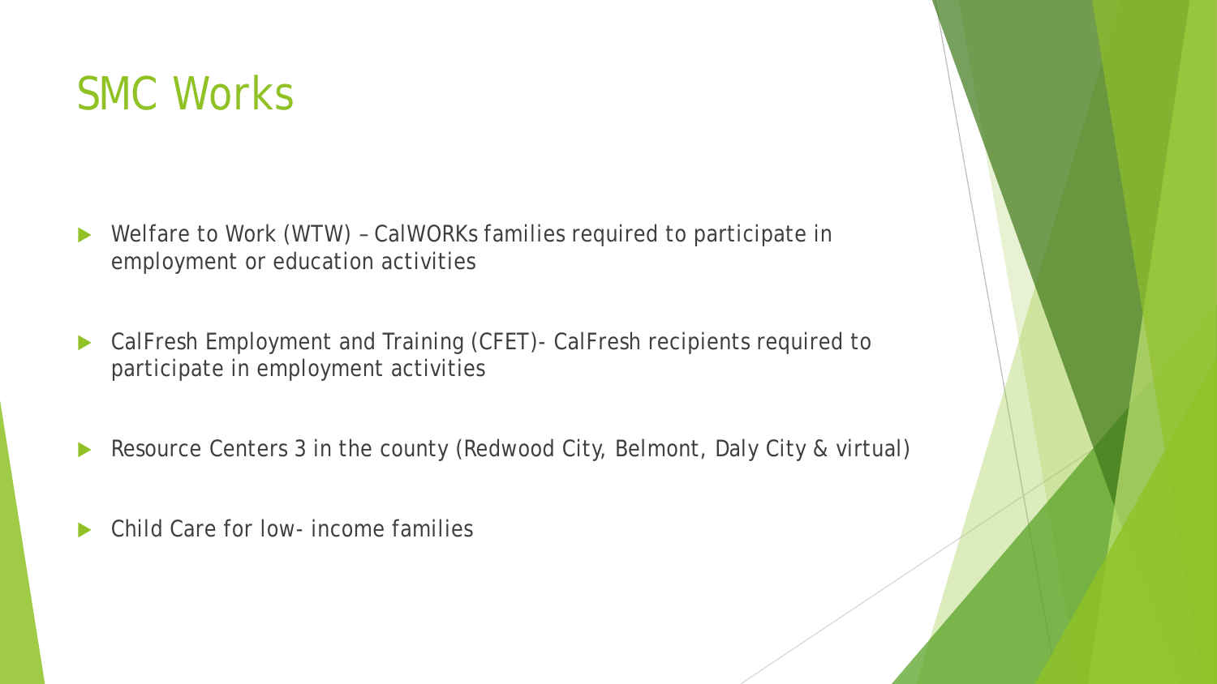# SMC Works

- Welfare to Work (WTW) – CalWORKs families required to participate in employment or education activities
- CalFresh Employment and Training (CFET)- CalFresh recipients required to participate in employment activities
- Resource Centers 3 in the county (Redwood City, Belmont, Daly City & virtual)
- Child Care for low- income families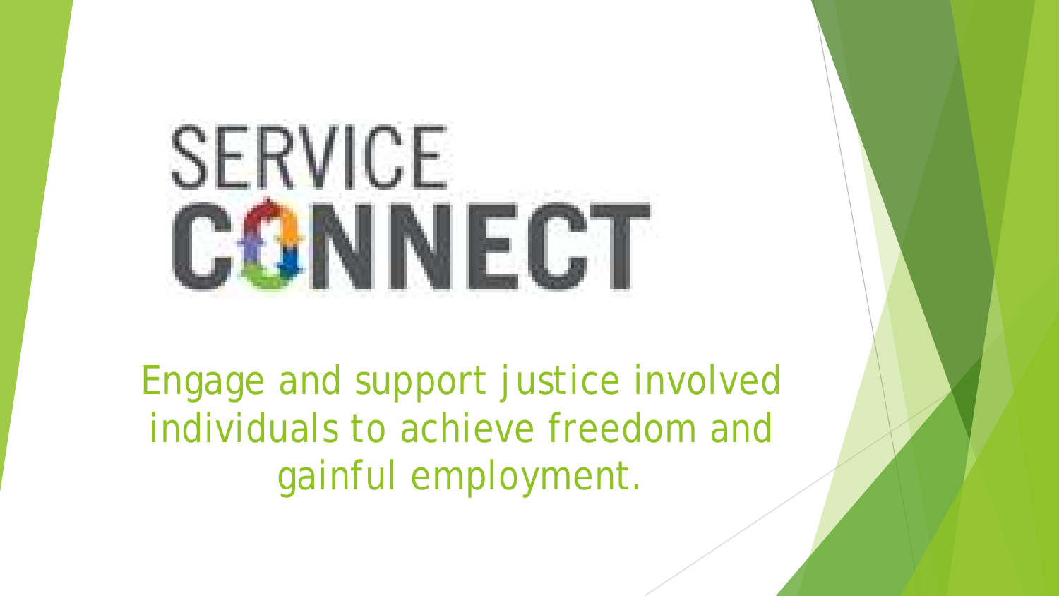# SERVICE CONNECT

Engage and support justice involved individuals to achieve freedom and gainful employment.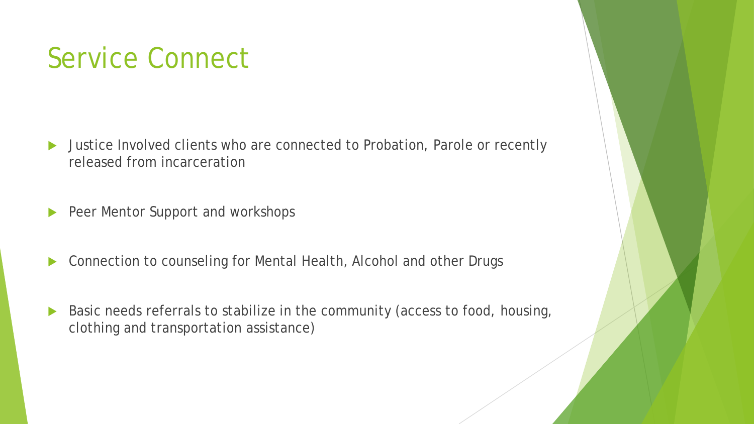# Service Connect

- Justice Involved clients who are connected to Probation, Parole or recently released from incarceration
- Peer Mentor Support and workshops
- Connection to counseling for Mental Health, Alcohol and other Drugs
- Basic needs referrals to stabilize in the community (access to food, housing, clothing and transportation assistance)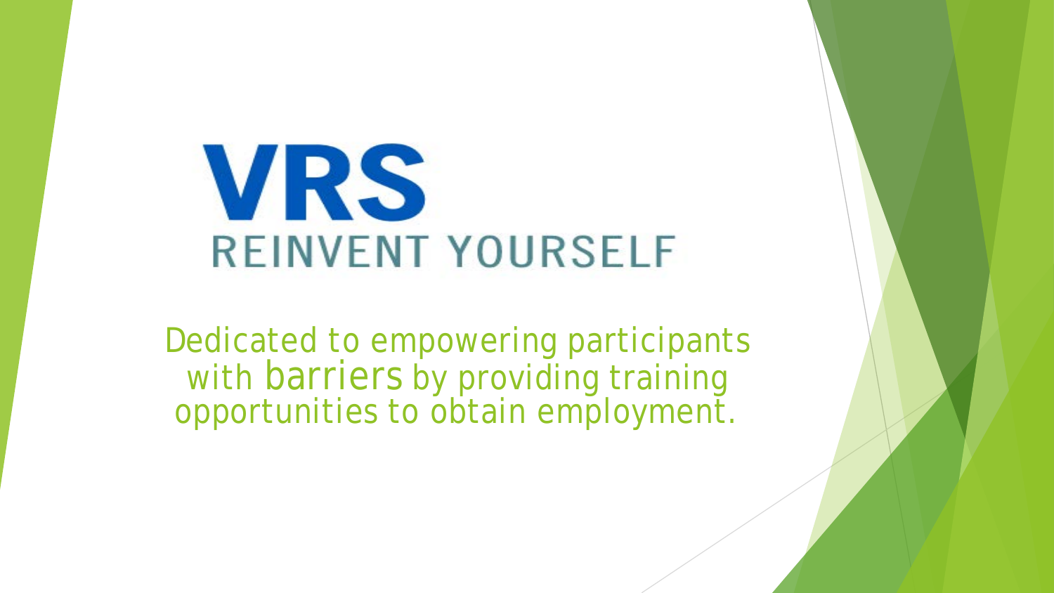# VRS

## REINVENT YOURSELF

Dedicated to empowering participants with barriers by providing training opportunities to obtain employment.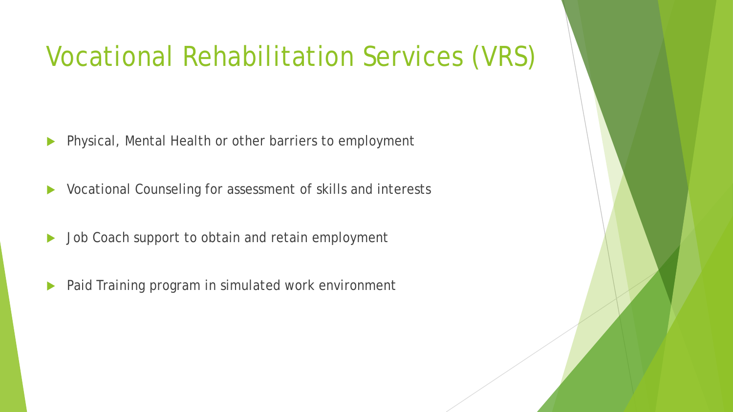# Vocational Rehabilitation Services (VRS)

- Physical, Mental Health or other barriers to employment
- Vocational Counseling for assessment of skills and interests
- Job Coach support to obtain and retain employment
- Paid Training program in simulated work environment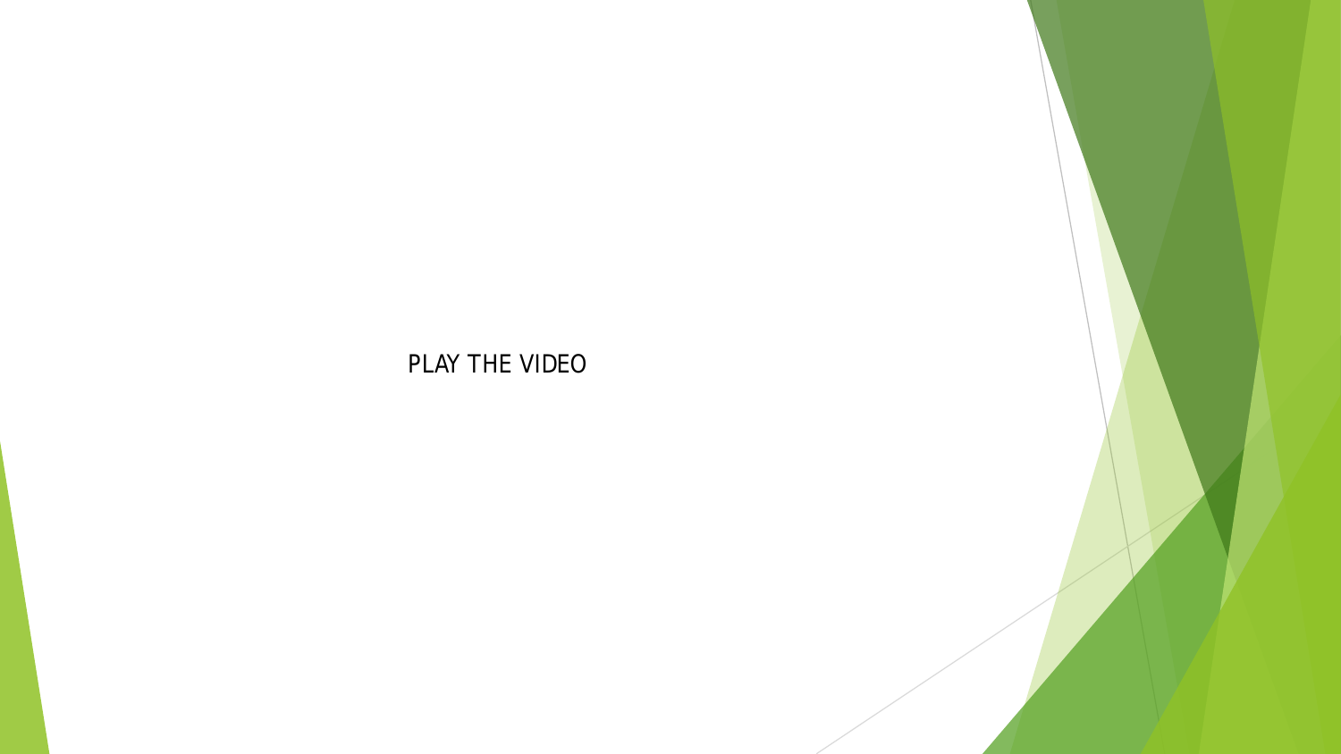PLAY THE VIDEO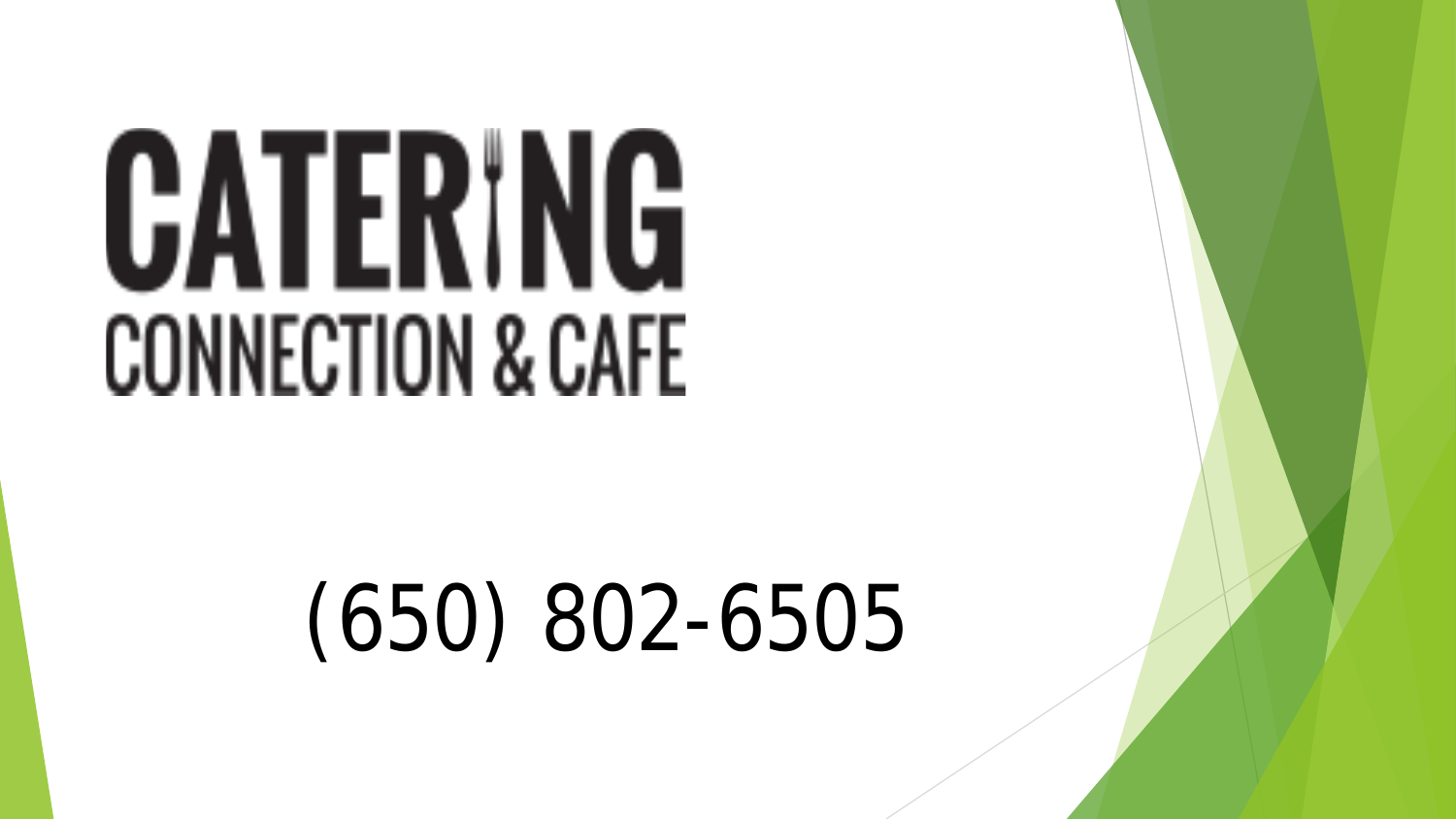# CATERING

## CONNECTION & CAFE

(650) 802-6505